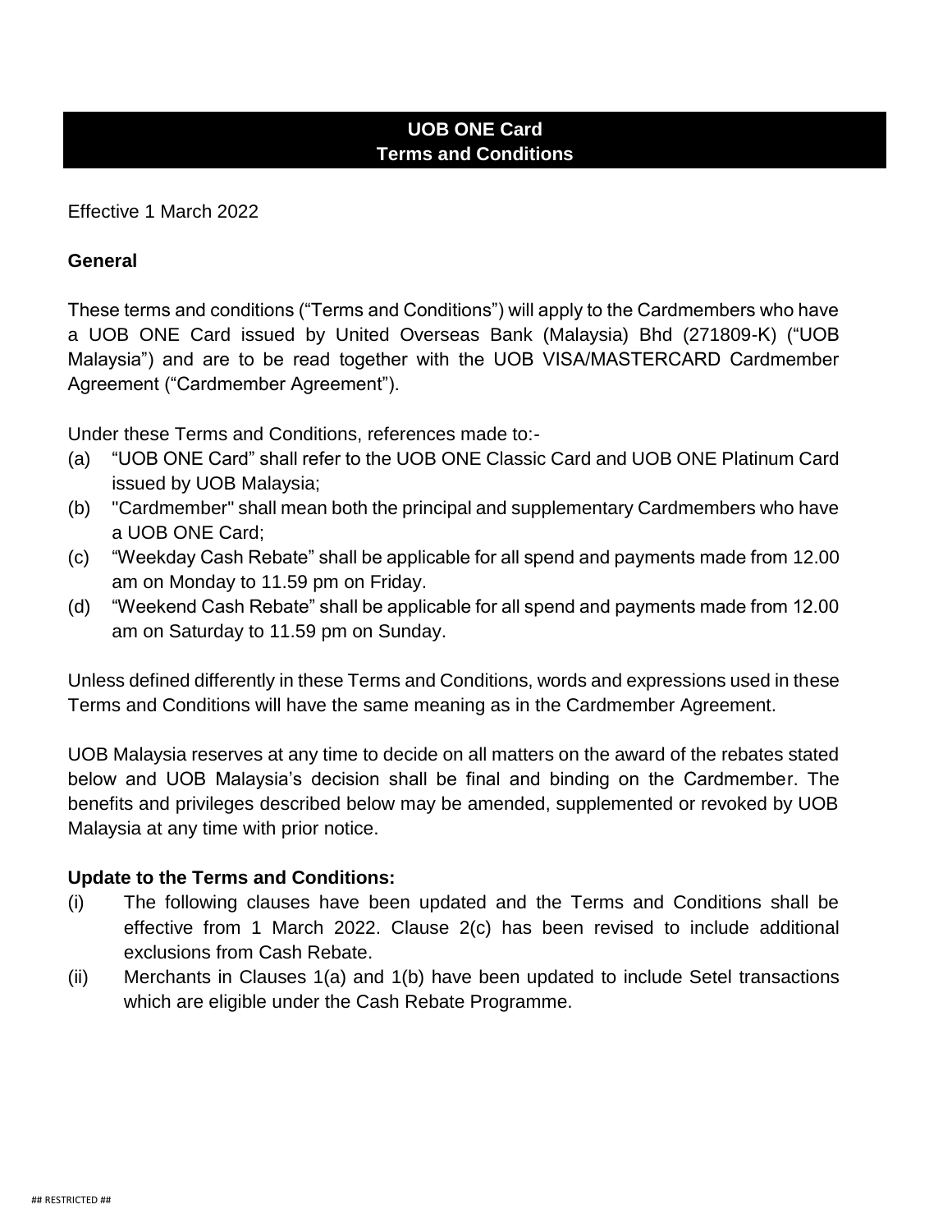# UOB ONE Card
# Terms and Conditions

Effective 1 March 2022

**General**

These terms and conditions ("Terms and Conditions") will apply to the Cardmembers who have a UOB ONE Card issued by United Overseas Bank (Malaysia) Bhd (271809-K) ("UOB Malaysia") and are to be read together with the UOB VISA/MASTERCARD Cardmember Agreement ("Cardmember Agreement").

Under these Terms and Conditions, references made to:-

(a) "UOB ONE Card" shall refer to the UOB ONE Classic Card and UOB ONE Platinum Card issued by UOB Malaysia;
(b) "Cardmember" shall mean both the principal and supplementary Cardmembers who have a UOB ONE Card;
(c) "Weekday Cash Rebate" shall be applicable for all spend and payments made from 12.00 am on Monday to 11.59 pm on Friday.
(d) "Weekend Cash Rebate" shall be applicable for all spend and payments made from 12.00 am on Saturday to 11.59 pm on Sunday.

Unless defined differently in these Terms and Conditions, words and expressions used in these Terms and Conditions will have the same meaning as in the Cardmember Agreement.

UOB Malaysia reserves at any time to decide on all matters on the award of the rebates stated below and UOB Malaysia's decision shall be final and binding on the Cardmember. The benefits and privileges described below may be amended, supplemented or revoked by UOB Malaysia at any time with prior notice.

**Update to the Terms and Conditions:**

(i) The following clauses have been updated and the Terms and Conditions shall be effective from 1 March 2022. Clause 2(c) has been revised to include additional exclusions from Cash Rebate.
(ii) Merchants in Clauses 1(a) and 1(b) have been updated to include Setel transactions which are eligible under the Cash Rebate Programme.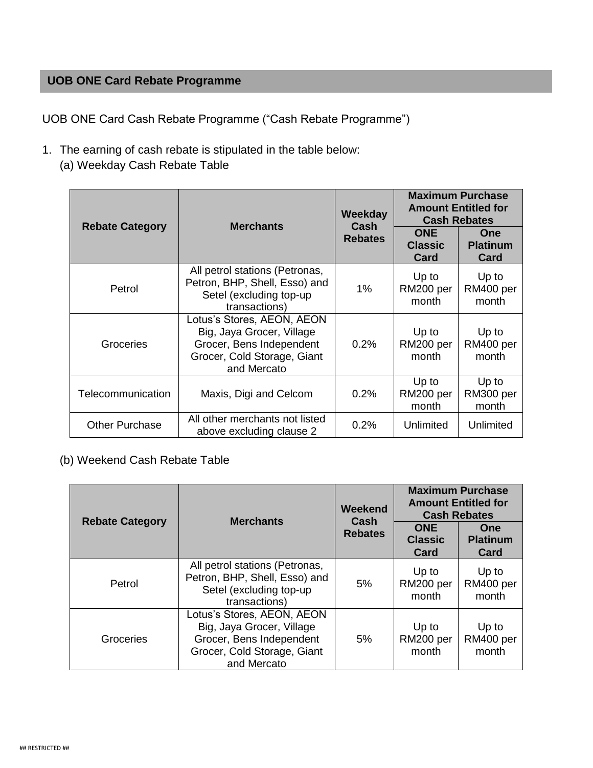## UOB ONE Card Rebate Programme

UOB ONE Card Cash Rebate Programme ("Cash Rebate Programme")

1. The earning of cash rebate is stipulated in the table below:

   (a) Weekday Cash Rebate Table

| Rebate Category | Merchants | Weekday Cash Rebates | Maximum Purchase Amount Entitled for Cash Rebates | |
|---|---|---|---|---|
| | | | ONE Classic Card | One Platinum Card |
| Petrol | All petrol stations (Petronas, Petron, BHP, Shell, Esso) and Setel (excluding top-up transactions) | 1% | Up to RM200 per month | Up to RM400 per month |
| Groceries | Lotus's Stores, AEON, AEON Big, Jaya Grocer, Village Grocer, Bens Independent Grocer, Cold Storage, Giant and Mercato | 0.2% | Up to RM200 per month | Up to RM400 per month |
| Telecommunication | Maxis, Digi and Celcom | 0.2% | Up to RM200 per month | Up to RM300 per month |
| Other Purchase | All other merchants not listed above excluding clause 2 | 0.2% | Unlimited | Unlimited |

   (b) Weekend Cash Rebate Table

| Rebate Category | Merchants | Weekend Cash Rebates | Maximum Purchase Amount Entitled for Cash Rebates | |
|---|---|---|---|---|
| | | | ONE Classic Card | One Platinum Card |
| Petrol | All petrol stations (Petronas, Petron, BHP, Shell, Esso) and Setel (excluding top-up transactions) | 5% | Up to RM200 per month | Up to RM400 per month |
| Groceries | Lotus's Stores, AEON, AEON Big, Jaya Grocer, Village Grocer, Bens Independent Grocer, Cold Storage, Giant and Mercato | 5% | Up to RM200 per month | Up to RM400 per month |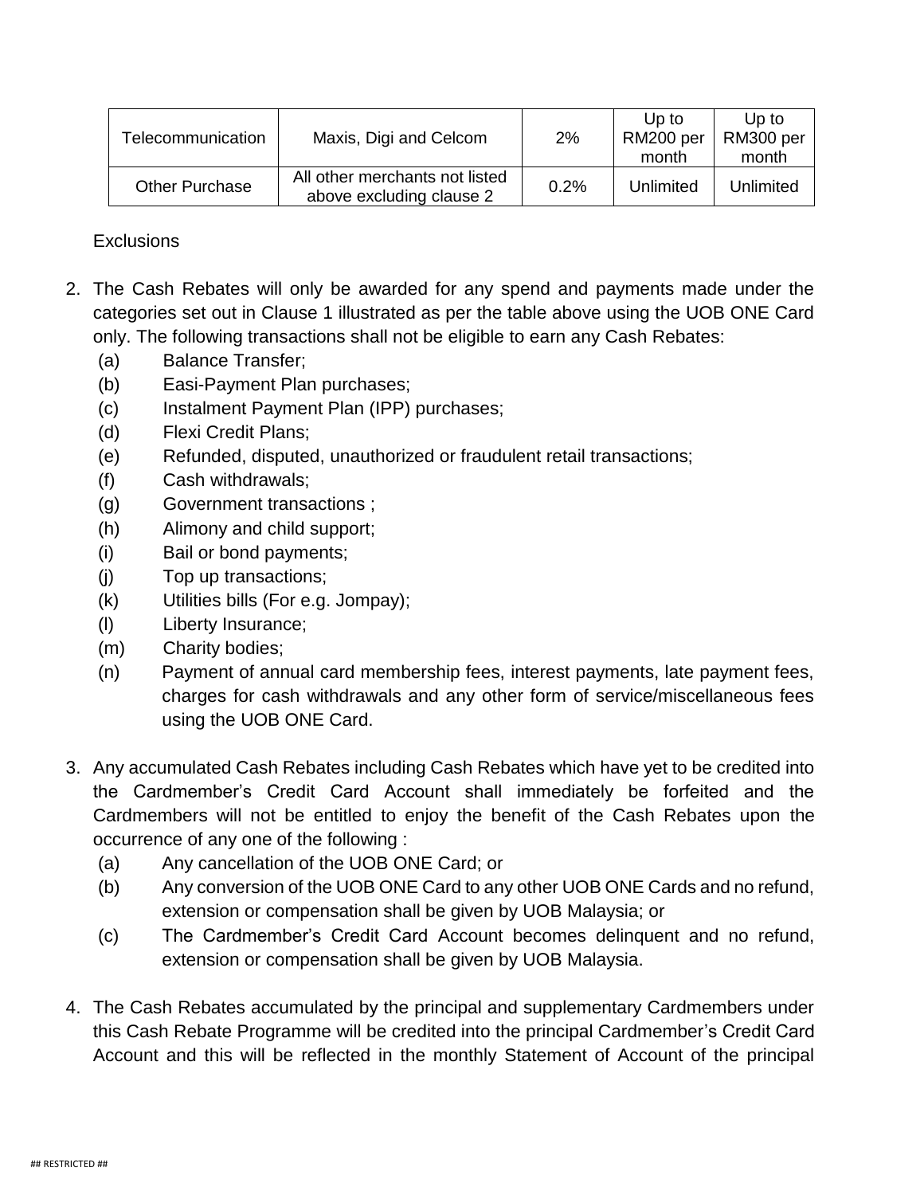| Telecommunication | Maxis, Digi and Celcom | 2% | Up to RM200 per month | Up to RM300 per month |
|---|---|---|---|---|
| Other Purchase | All other merchants not listed above excluding clause 2 | 0.2% | Unlimited | Unlimited |

Exclusions

2. The Cash Rebates will only be awarded for any spend and payments made under the categories set out in Clause 1 illustrated as per the table above using the UOB ONE Card only. The following transactions shall not be eligible to earn any Cash Rebates:
   (a) Balance Transfer;
   (b) Easi-Payment Plan purchases;
   (c) Instalment Payment Plan (IPP) purchases;
   (d) Flexi Credit Plans;
   (e) Refunded, disputed, unauthorized or fraudulent retail transactions;
   (f) Cash withdrawals;
   (g) Government transactions ;
   (h) Alimony and child support;
   (i) Bail or bond payments;
   (j) Top up transactions;
   (k) Utilities bills (For e.g. Jompay);
   (l) Liberty Insurance;
   (m) Charity bodies;
   (n) Payment of annual card membership fees, interest payments, late payment fees, charges for cash withdrawals and any other form of service/miscellaneous fees using the UOB ONE Card.

3. Any accumulated Cash Rebates including Cash Rebates which have yet to be credited into the Cardmember's Credit Card Account shall immediately be forfeited and the Cardmembers will not be entitled to enjoy the benefit of the Cash Rebates upon the occurrence of any one of the following :
   (a) Any cancellation of the UOB ONE Card; or
   (b) Any conversion of the UOB ONE Card to any other UOB ONE Cards and no refund, extension or compensation shall be given by UOB Malaysia; or
   (c) The Cardmember's Credit Card Account becomes delinquent and no refund, extension or compensation shall be given by UOB Malaysia.

4. The Cash Rebates accumulated by the principal and supplementary Cardmembers under this Cash Rebate Programme will be credited into the principal Cardmember's Credit Card Account and this will be reflected in the monthly Statement of Account of the principal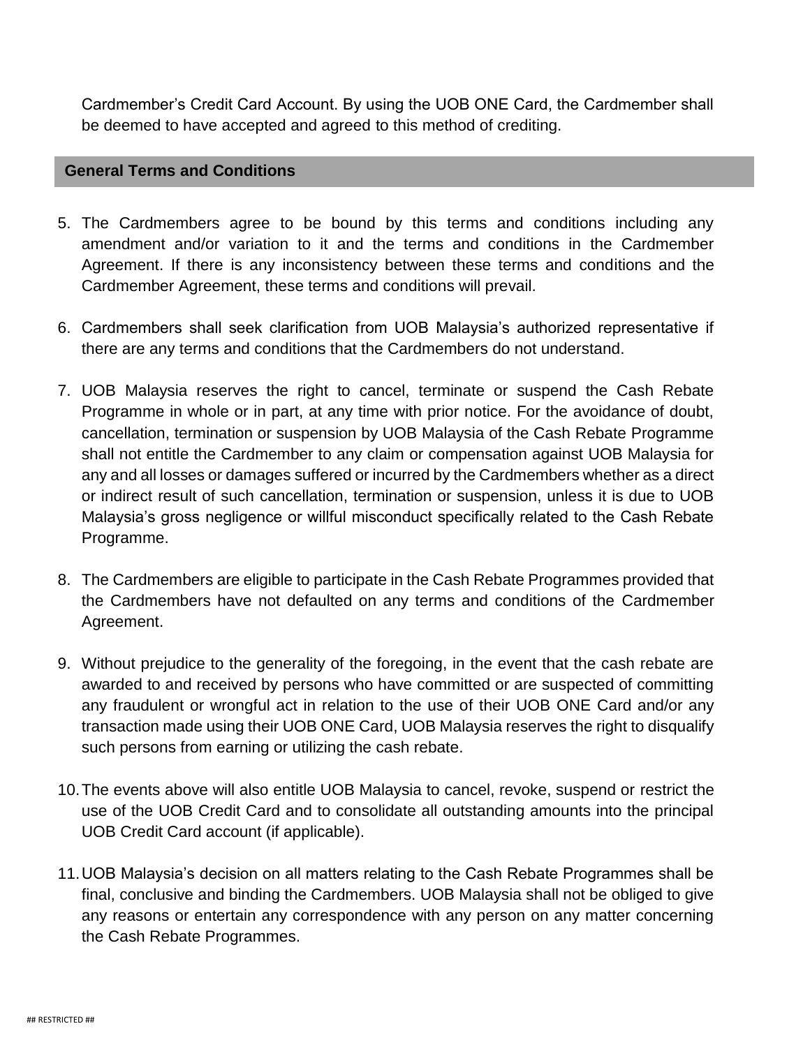Cardmember's Credit Card Account. By using the UOB ONE Card, the Cardmember shall be deemed to have accepted and agreed to this method of crediting.

## General Terms and Conditions

5. The Cardmembers agree to be bound by this terms and conditions including any amendment and/or variation to it and the terms and conditions in the Cardmember Agreement. If there is any inconsistency between these terms and conditions and the Cardmember Agreement, these terms and conditions will prevail.

6. Cardmembers shall seek clarification from UOB Malaysia's authorized representative if there are any terms and conditions that the Cardmembers do not understand.

7. UOB Malaysia reserves the right to cancel, terminate or suspend the Cash Rebate Programme in whole or in part, at any time with prior notice. For the avoidance of doubt, cancellation, termination or suspension by UOB Malaysia of the Cash Rebate Programme shall not entitle the Cardmember to any claim or compensation against UOB Malaysia for any and all losses or damages suffered or incurred by the Cardmembers whether as a direct or indirect result of such cancellation, termination or suspension, unless it is due to UOB Malaysia's gross negligence or willful misconduct specifically related to the Cash Rebate Programme.

8. The Cardmembers are eligible to participate in the Cash Rebate Programmes provided that the Cardmembers have not defaulted on any terms and conditions of the Cardmember Agreement.

9. Without prejudice to the generality of the foregoing, in the event that the cash rebate are awarded to and received by persons who have committed or are suspected of committing any fraudulent or wrongful act in relation to the use of their UOB ONE Card and/or any transaction made using their UOB ONE Card, UOB Malaysia reserves the right to disqualify such persons from earning or utilizing the cash rebate.

10. The events above will also entitle UOB Malaysia to cancel, revoke, suspend or restrict the use of the UOB Credit Card and to consolidate all outstanding amounts into the principal UOB Credit Card account (if applicable).

11. UOB Malaysia's decision on all matters relating to the Cash Rebate Programmes shall be final, conclusive and binding the Cardmembers. UOB Malaysia shall not be obliged to give any reasons or entertain any correspondence with any person on any matter concerning the Cash Rebate Programmes.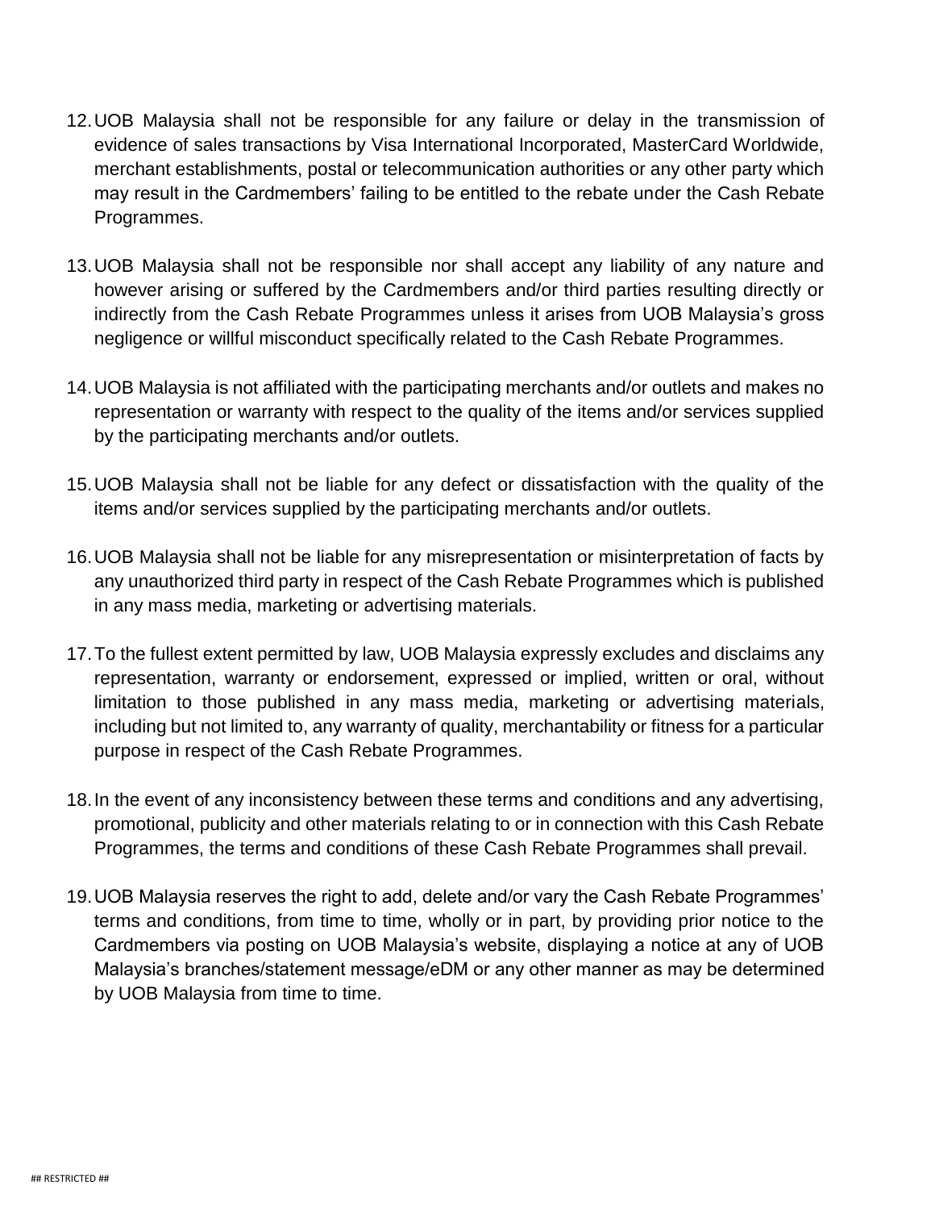12. UOB Malaysia shall not be responsible for any failure or delay in the transmission of evidence of sales transactions by Visa International Incorporated, MasterCard Worldwide, merchant establishments, postal or telecommunication authorities or any other party which may result in the Cardmembers' failing to be entitled to the rebate under the Cash Rebate Programmes.

13. UOB Malaysia shall not be responsible nor shall accept any liability of any nature and however arising or suffered by the Cardmembers and/or third parties resulting directly or indirectly from the Cash Rebate Programmes unless it arises from UOB Malaysia's gross negligence or willful misconduct specifically related to the Cash Rebate Programmes.

14. UOB Malaysia is not affiliated with the participating merchants and/or outlets and makes no representation or warranty with respect to the quality of the items and/or services supplied by the participating merchants and/or outlets.

15. UOB Malaysia shall not be liable for any defect or dissatisfaction with the quality of the items and/or services supplied by the participating merchants and/or outlets.

16. UOB Malaysia shall not be liable for any misrepresentation or misinterpretation of facts by any unauthorized third party in respect of the Cash Rebate Programmes which is published in any mass media, marketing or advertising materials.

17. To the fullest extent permitted by law, UOB Malaysia expressly excludes and disclaims any representation, warranty or endorsement, expressed or implied, written or oral, without limitation to those published in any mass media, marketing or advertising materials, including but not limited to, any warranty of quality, merchantability or fitness for a particular purpose in respect of the Cash Rebate Programmes.

18. In the event of any inconsistency between these terms and conditions and any advertising, promotional, publicity and other materials relating to or in connection with this Cash Rebate Programmes, the terms and conditions of these Cash Rebate Programmes shall prevail.

19. UOB Malaysia reserves the right to add, delete and/or vary the Cash Rebate Programmes' terms and conditions, from time to time, wholly or in part, by providing prior notice to the Cardmembers via posting on UOB Malaysia's website, displaying a notice at any of UOB Malaysia's branches/statement message/eDM or any other manner as may be determined by UOB Malaysia from time to time.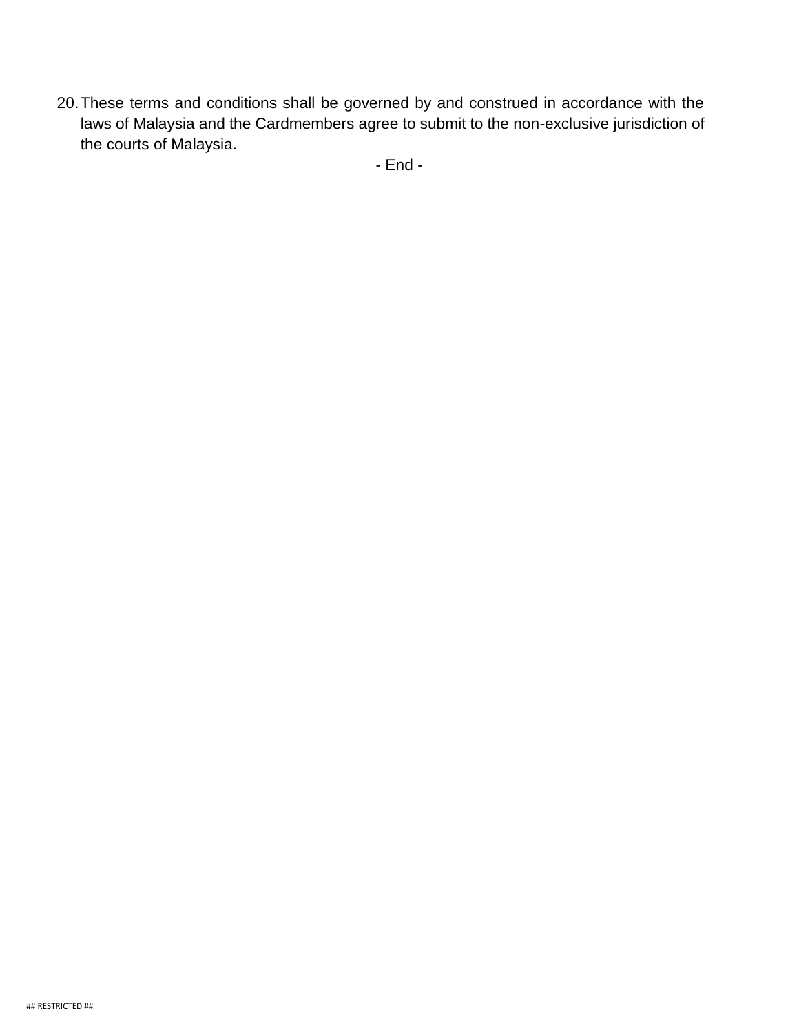20. These terms and conditions shall be governed by and construed in accordance with the laws of Malaysia and the Cardmembers agree to submit to the non-exclusive jurisdiction of the courts of Malaysia.

- End -